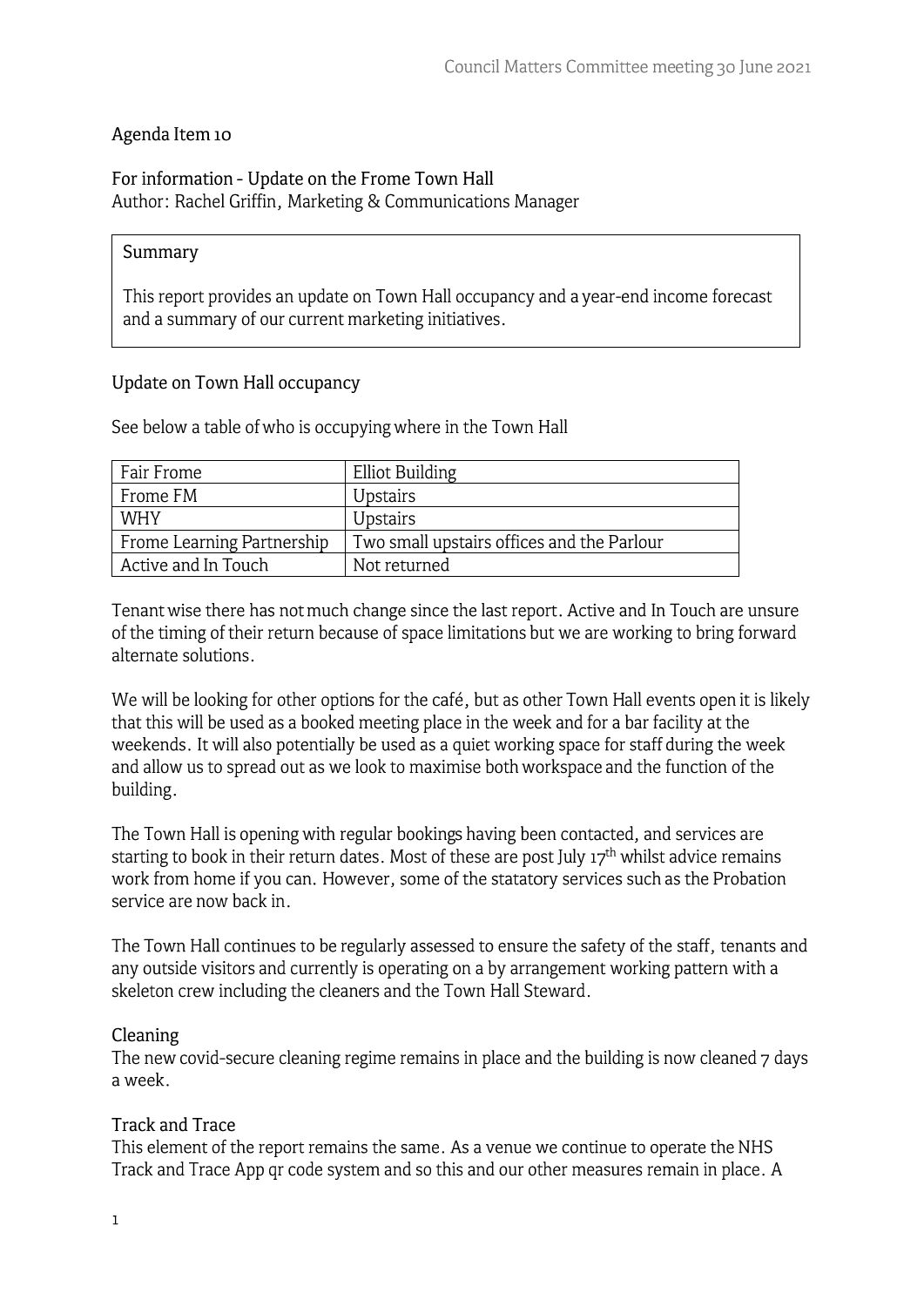Agenda Item 10

## For information - Update on the Frome Town Hall

Author: Rachel Griffin, Marketing & Communications Manager

**Summary**

This report provides an update on Town Hall occupancy and a year-end income forecast and a summary of our current marketing initiatives.

### Update on Town Hall occupancy

See below a table of who is occupying where in the Town Hall

| Fair Frome | Elliot Building |
|---|---|
| Frome FM | Upstairs |
| WHY | Upstairs |
| Frome Learning Partnership | Two small upstairs offices and the Parlour |
| Active and In Touch | Not returned |

Tenant wise there has not much change since the last report. Active and In Touch are unsure of the timing of their return because of space limitations but we are working to bring forward alternate solutions.

We will be looking for other options for the café, but as other Town Hall events open it is likely that this will be used as a booked meeting place in the week and for a bar facility at the weekends. It will also potentially be used as a quiet working space for staff during the week and allow us to spread out as we look to maximise both workspace and the function of the building.

The Town Hall is opening with regular bookings having been contacted, and services are starting to book in their return dates. Most of these are post July 17th whilst advice remains work from home if you can. However, some of the statatory services such as the Probation service are now back in.

The Town Hall continues to be regularly assessed to ensure the safety of the staff, tenants and any outside visitors and currently is operating on a by arrangement working pattern with a skeleton crew including the cleaners and the Town Hall Steward.

### Cleaning

The new covid-secure cleaning regime remains in place and the building is now cleaned 7 days a week.

### Track and Trace

This element of the report remains the same. As a venue we continue to operate the NHS Track and Trace App qr code system and so this and our other measures remain in place. A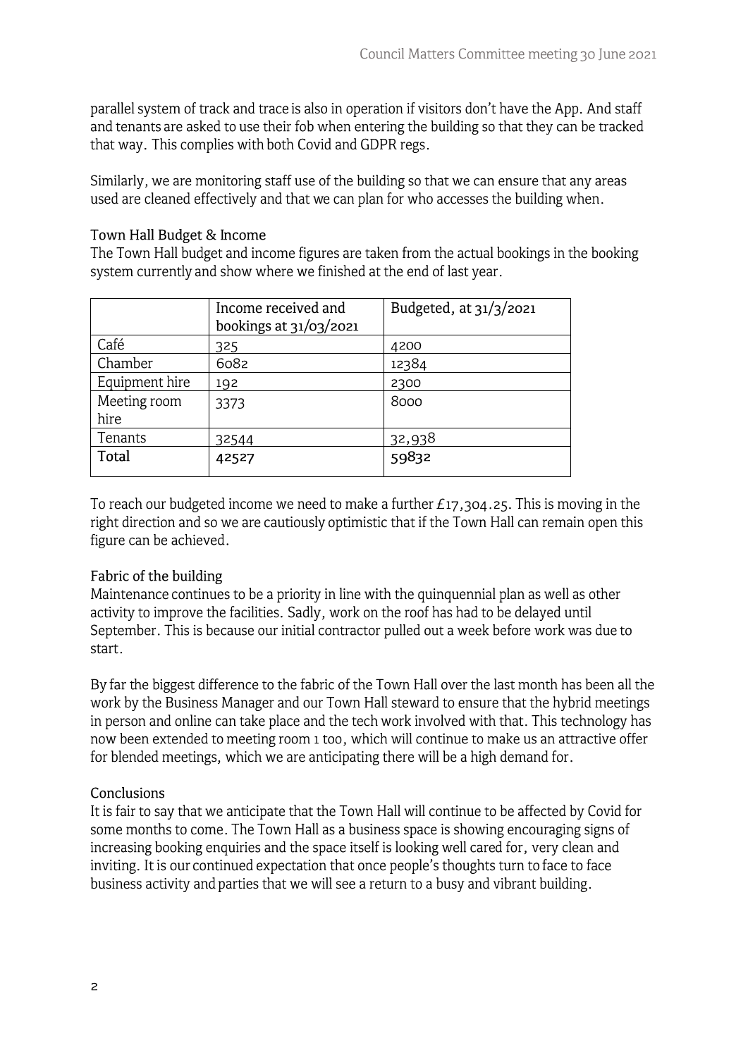parallel system of track and trace is also in operation if visitors don't have the App. And staff and tenants are asked to use their fob when entering the building so that they can be tracked that way. This complies with both Covid and GDPR regs.

Similarly, we are monitoring staff use of the building so that we can ensure that any areas used are cleaned effectively and that we can plan for who accesses the building when.

### Town Hall Budget & Income

The Town Hall budget and income figures are taken from the actual bookings in the booking system currently and show where we finished at the end of last year.

| | Income received and bookings at 31/03/2021 | Budgeted, at 31/3/2021 |
|---|---|---|
| Café | 325 | 4200 |
| Chamber | 6082 | 12384 |
| Equipment hire | 192 | 2300 |
| Meeting room hire | 3373 | 8000 |
| Tenants | 32544 | 32,938 |
| Total | 42527 | 59832 |

To reach our budgeted income we need to make a further £17,304.25. This is moving in the right direction and so we are cautiously optimistic that if the Town Hall can remain open this figure can be achieved.

### Fabric of the building

Maintenance continues to be a priority in line with the quinquennial plan as well as other activity to improve the facilities. Sadly, work on the roof has had to be delayed until September. This is because our initial contractor pulled out a week before work was due to start.

By far the biggest difference to the fabric of the Town Hall over the last month has been all the work by the Business Manager and our Town Hall steward to ensure that the hybrid meetings in person and online can take place and the tech work involved with that. This technology has now been extended to meeting room 1 too, which will continue to make us an attractive offer for blended meetings, which we are anticipating there will be a high demand for.

### Conclusions

It is fair to say that we anticipate that the Town Hall will continue to be affected by Covid for some months to come. The Town Hall as a business space is showing encouraging signs of increasing booking enquiries and the space itself is looking well cared for, very clean and inviting. It is our continued expectation that once people's thoughts turn to face to face business activity and parties that we will see a return to a busy and vibrant building.